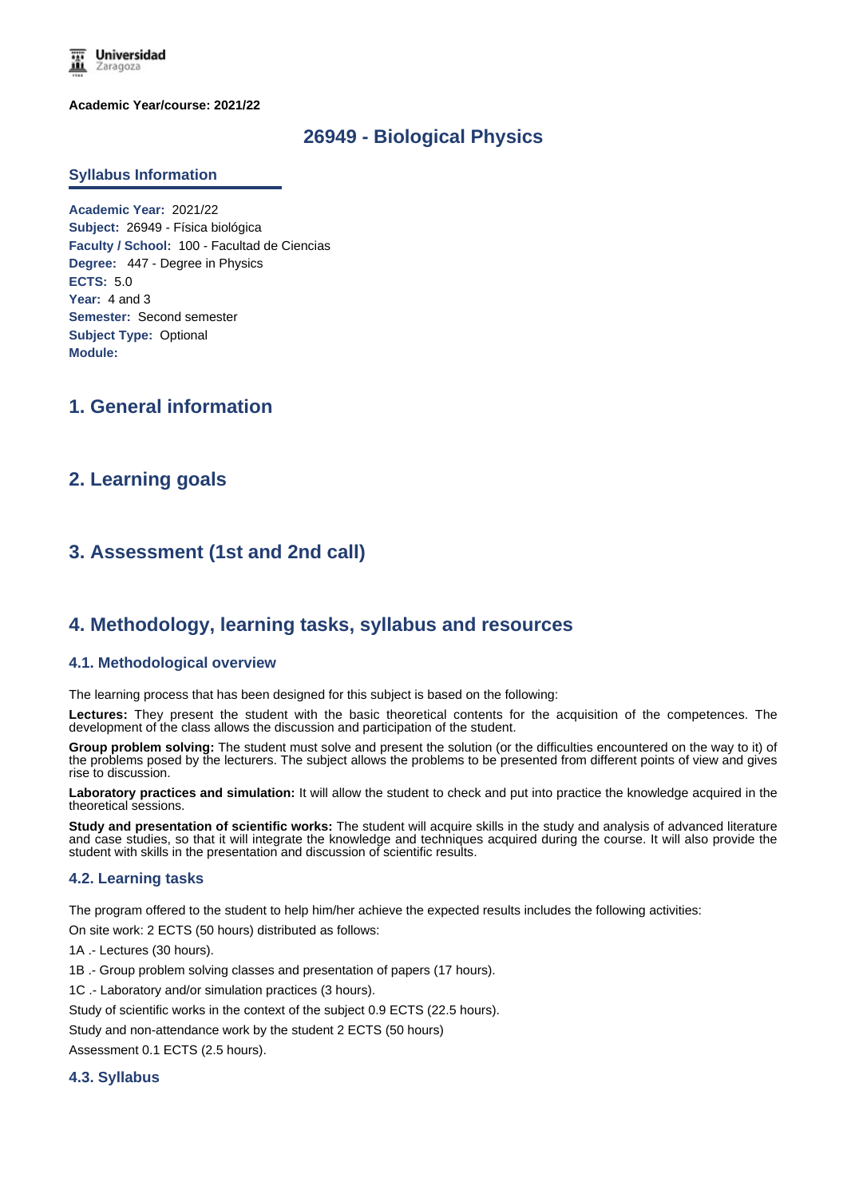**Academic Year/course: 2021/22**

# 26949 - Biological Physics

## Syllabus Information

**Academic Year:** 2021/22
**Subject:** 26949 - Física biológica
**Faculty / School:** 100 - Facultad de Ciencias
**Degree:** 447 - Degree in Physics
**ECTS:** 5.0
**Year:** 4 and 3
**Semester:** Second semester
**Subject Type:** Optional
**Module:**

## 1. General information

## 2. Learning goals

## 3. Assessment (1st and 2nd call)

## 4. Methodology, learning tasks, syllabus and resources

### 4.1. Methodological overview

The learning process that has been designed for this subject is based on the following:

**Lectures:** They present the student with the basic theoretical contents for the acquisition of the competences. The development of the class allows the discussion and participation of the student.

**Group problem solving:** The student must solve and present the solution (or the difficulties encountered on the way to it) of the problems posed by the lecturers. The subject allows the problems to be presented from different points of view and gives rise to discussion.

**Laboratory practices and simulation:** It will allow the student to check and put into practice the knowledge acquired in the theoretical sessions.

**Study and presentation of scientific works:** The student will acquire skills in the study and analysis of advanced literature and case studies, so that it will integrate the knowledge and techniques acquired during the course. It will also provide the student with skills in the presentation and discussion of scientific results.

### 4.2. Learning tasks

The program offered to the student to help him/her achieve the expected results includes the following activities:

On site work: 2 ECTS (50 hours) distributed as follows:

1A .- Lectures (30 hours).

1B .- Group problem solving classes and presentation of papers (17 hours).

1C .- Laboratory and/or simulation practices (3 hours).

Study of scientific works in the context of the subject 0.9 ECTS (22.5 hours).

Study and non-attendance work by the student 2 ECTS (50 hours)

Assessment 0.1 ECTS (2.5 hours).

### 4.3. Syllabus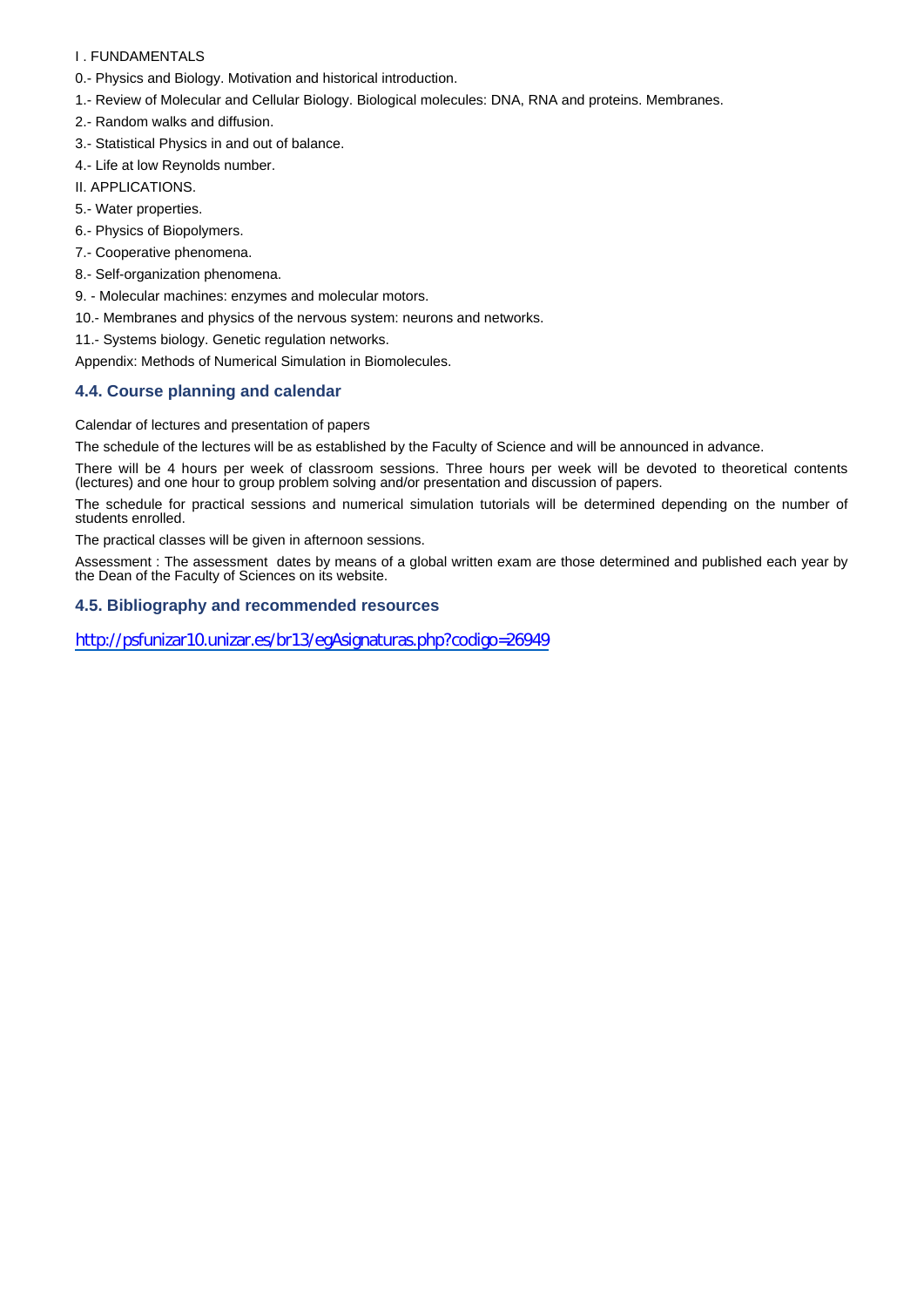I . FUNDAMENTALS

0.- Physics and Biology. Motivation and historical introduction.

1.- Review of Molecular and Cellular Biology. Biological molecules: DNA, RNA and proteins. Membranes.

2.- Random walks and diffusion.

3.- Statistical Physics in and out of balance.

4.- Life at low Reynolds number.

II. APPLICATIONS.

5.- Water properties.

6.- Physics of Biopolymers.

7.- Cooperative phenomena.

8.- Self-organization phenomena.

9. - Molecular machines: enzymes and molecular motors.

10.- Membranes and physics of the nervous system: neurons and networks.

11.- Systems biology. Genetic regulation networks.

Appendix: Methods of Numerical Simulation in Biomolecules.

### 4.4. Course planning and calendar

Calendar of lectures and presentation of papers

The schedule of the lectures will be as established by the Faculty of Science and will be announced in advance.

There will be 4 hours per week of classroom sessions. Three hours per week will be devoted to theoretical contents (lectures) and one hour to group problem solving and/or presentation and discussion of papers.

The schedule for practical sessions and numerical simulation tutorials will be determined depending on the number of students enrolled.

The practical classes will be given in afternoon sessions.

Assessment : The assessment dates by means of a global written exam are those determined and published each year by the Dean of the Faculty of Sciences on its website.

### 4.5. Bibliography and recommended resources

http://psfunizar10.unizar.es/br13/egAsignaturas.php?codigo=26949